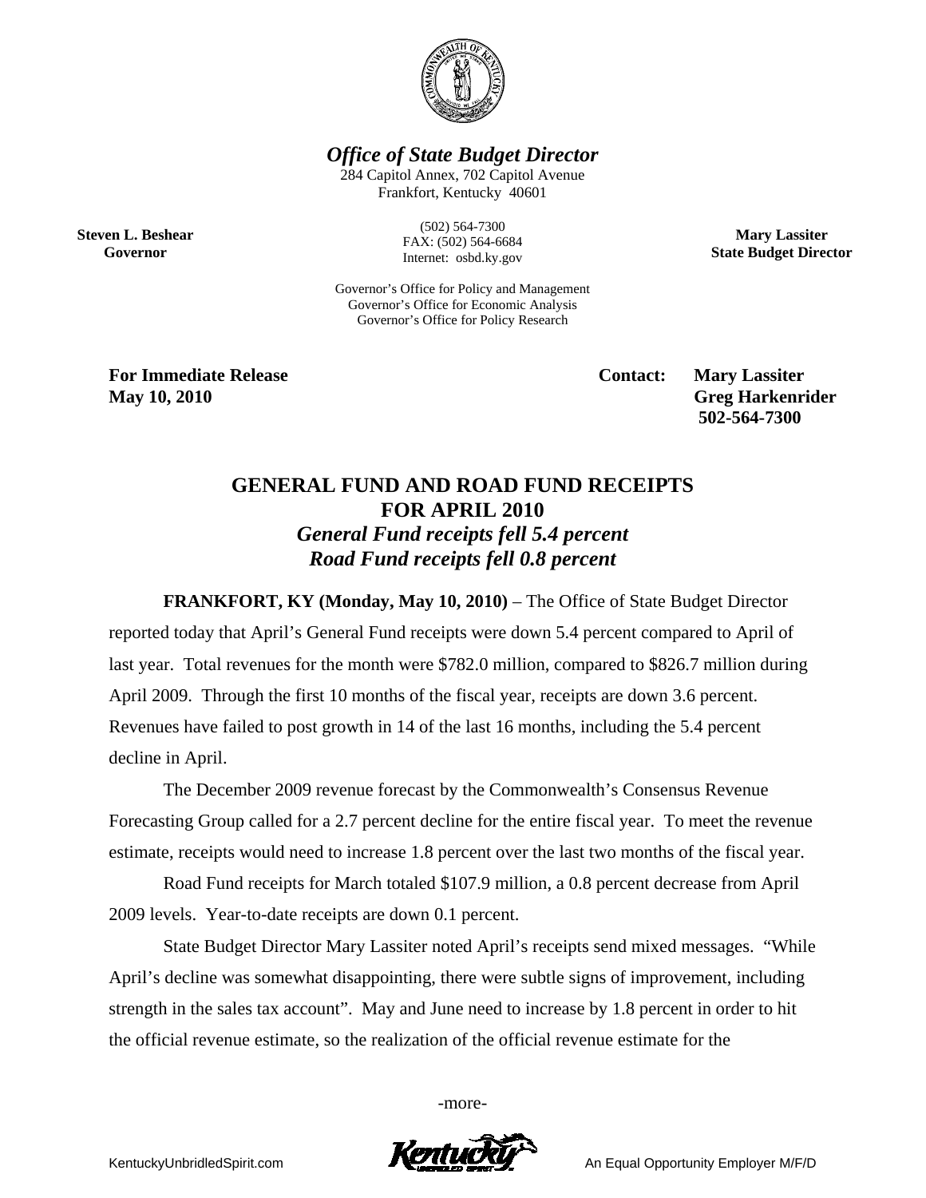***Office of State Budget Director***

284 Capitol Annex, 702 Capitol Avenue
Frankfort, Kentucky 40601

(502) 564-7300
FAX: (502) 564-6684
Internet: osbd.ky.gov

Governor's Office for Policy and Management
Governor's Office for Economic Analysis
Governor's Office for Policy Research

**Steven L. Beshear**
**Governor**

**Mary Lassiter**
**State Budget Director**

**For Immediate Release**
**May 10, 2010**

**Contact: Mary Lassiter**
**Greg Harkenrider**
**502-564-7300**

# GENERAL FUND AND ROAD FUND RECEIPTS FOR APRIL 2010

## *General Fund receipts fell 5.4 percent*
## *Road Fund receipts fell 0.8 percent*

**FRANKFORT, KY (Monday, May 10, 2010)** – The Office of State Budget Director reported today that April's General Fund receipts were down 5.4 percent compared to April of last year. Total revenues for the month were $782.0 million, compared to $826.7 million during April 2009. Through the first 10 months of the fiscal year, receipts are down 3.6 percent. Revenues have failed to post growth in 14 of the last 16 months, including the 5.4 percent decline in April.

The December 2009 revenue forecast by the Commonwealth's Consensus Revenue Forecasting Group called for a 2.7 percent decline for the entire fiscal year. To meet the revenue estimate, receipts would need to increase 1.8 percent over the last two months of the fiscal year.

Road Fund receipts for March totaled $107.9 million, a 0.8 percent decrease from April 2009 levels. Year-to-date receipts are down 0.1 percent.

State Budget Director Mary Lassiter noted April's receipts send mixed messages. "While April's decline was somewhat disappointing, there were subtle signs of improvement, including strength in the sales tax account". May and June need to increase by 1.8 percent in order to hit the official revenue estimate, so the realization of the official revenue estimate for the

-more-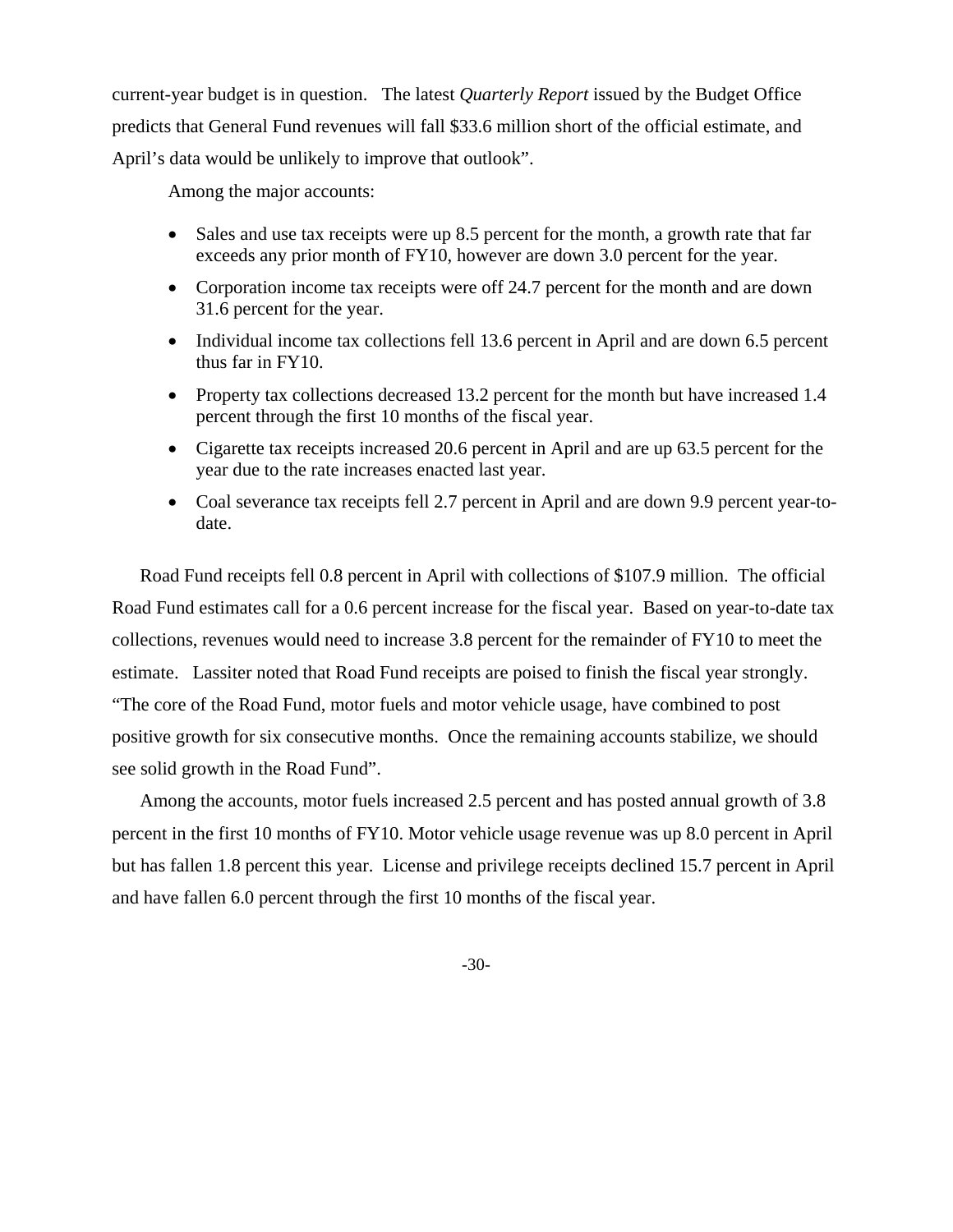current-year budget is in question. The latest *Quarterly Report* issued by the Budget Office predicts that General Fund revenues will fall $33.6 million short of the official estimate, and April's data would be unlikely to improve that outlook".

Among the major accounts:

- Sales and use tax receipts were up 8.5 percent for the month, a growth rate that far exceeds any prior month of FY10, however are down 3.0 percent for the year.
- Corporation income tax receipts were off 24.7 percent for the month and are down 31.6 percent for the year.
- Individual income tax collections fell 13.6 percent in April and are down 6.5 percent thus far in FY10.
- Property tax collections decreased 13.2 percent for the month but have increased 1.4 percent through the first 10 months of the fiscal year.
- Cigarette tax receipts increased 20.6 percent in April and are up 63.5 percent for the year due to the rate increases enacted last year.
- Coal severance tax receipts fell 2.7 percent in April and are down 9.9 percent year-to-date.

Road Fund receipts fell 0.8 percent in April with collections of $107.9 million. The official Road Fund estimates call for a 0.6 percent increase for the fiscal year. Based on year-to-date tax collections, revenues would need to increase 3.8 percent for the remainder of FY10 to meet the estimate. Lassiter noted that Road Fund receipts are poised to finish the fiscal year strongly. "The core of the Road Fund, motor fuels and motor vehicle usage, have combined to post positive growth for six consecutive months. Once the remaining accounts stabilize, we should see solid growth in the Road Fund".

Among the accounts, motor fuels increased 2.5 percent and has posted annual growth of 3.8 percent in the first 10 months of FY10. Motor vehicle usage revenue was up 8.0 percent in April but has fallen 1.8 percent this year. License and privilege receipts declined 15.7 percent in April and have fallen 6.0 percent through the first 10 months of the fiscal year.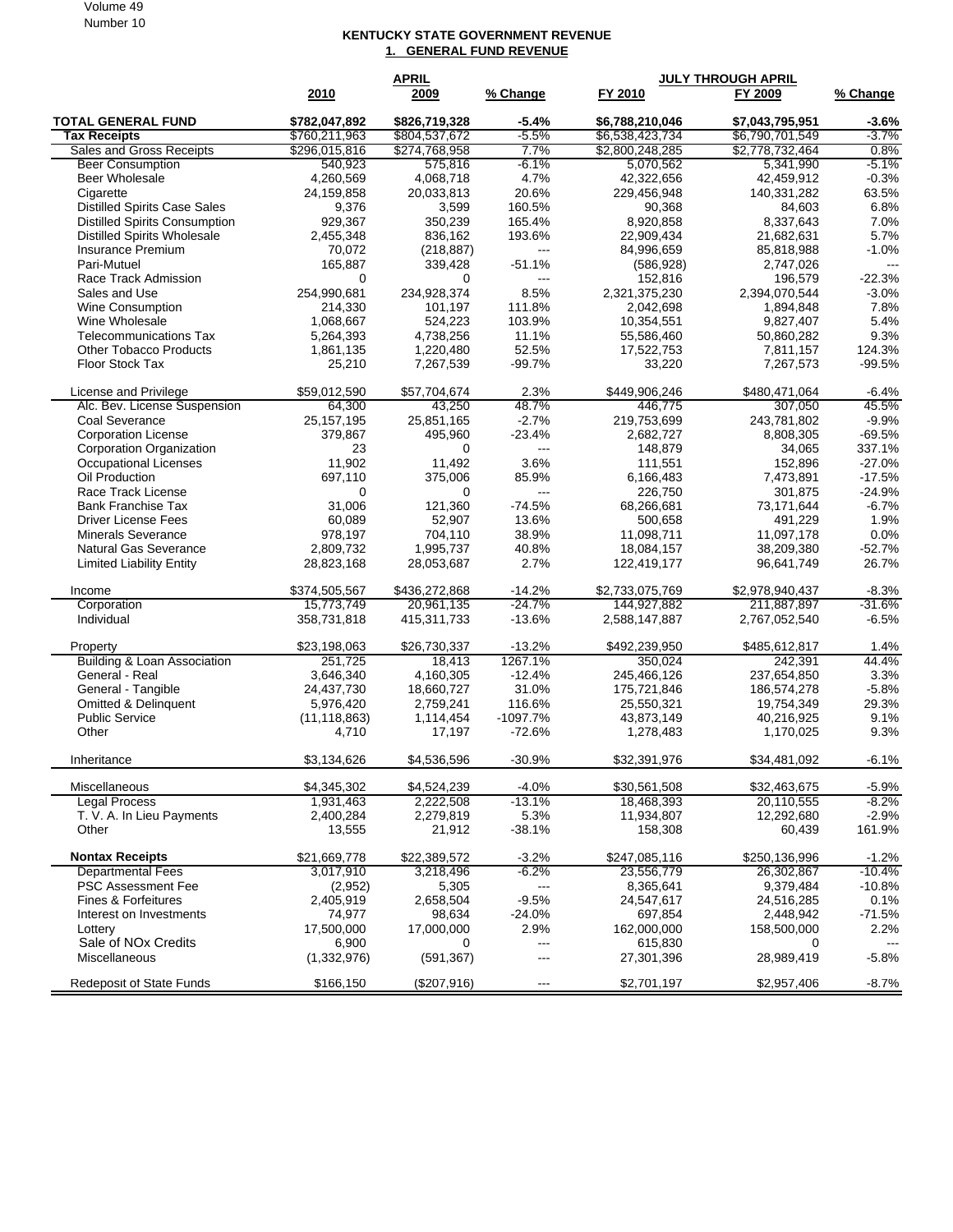## KENTUCKY STATE GOVERNMENT REVENUE

### 1. GENERAL FUND REVENUE

| | APRIL | | | JULY THROUGH APRIL | | |
|---|---|---|---|---|---|---|
| | 2010 | 2009 | % Change | FY 2010 | FY 2009 | % Change |
| **TOTAL GENERAL FUND** | **$782,047,892** | **$826,719,328** | **-5.4%** | **$6,788,210,046** | **$7,043,795,951** | **-3.6%** |
| **Tax Receipts** | $760,211,963 | $804,537,672 | -5.5% | $6,538,423,734 | $6,790,701,549 | -3.7% |
| Sales and Gross Receipts | $296,015,816 | $274,768,958 | 7.7% | $2,800,248,285 | $2,778,732,464 | 0.8% |
| Beer Consumption | 540,923 | 575,816 | -6.1% | 5,070,562 | 5,341,990 | -5.1% |
| Beer Wholesale | 4,260,569 | 4,068,718 | 4.7% | 42,322,656 | 42,459,912 | -0.3% |
| Cigarette | 24,159,858 | 20,033,813 | 20.6% | 229,456,948 | 140,331,282 | 63.5% |
| Distilled Spirits Case Sales | 9,376 | 3,599 | 160.5% | 90,368 | 84,603 | 6.8% |
| Distilled Spirits Consumption | 929,367 | 350,239 | 165.4% | 8,920,858 | 8,337,643 | 7.0% |
| Distilled Spirits Wholesale | 2,455,348 | 836,162 | 193.6% | 22,909,434 | 21,682,631 | 5.7% |
| Insurance Premium | 70,072 | (218,887) | --- | 84,996,659 | 85,818,988 | -1.0% |
| Pari-Mutuel | 165,887 | 339,428 | -51.1% | (586,928) | 2,747,026 | --- |
| Race Track Admission | 0 | 0 | --- | 152,816 | 196,579 | -22.3% |
| Sales and Use | 254,990,681 | 234,928,374 | 8.5% | 2,321,375,230 | 2,394,070,544 | -3.0% |
| Wine Consumption | 214,330 | 101,197 | 111.8% | 2,042,698 | 1,894,848 | 7.8% |
| Wine Wholesale | 1,068,667 | 524,223 | 103.9% | 10,354,551 | 9,827,407 | 5.4% |
| Telecommunications Tax | 5,264,393 | 4,738,256 | 11.1% | 55,586,460 | 50,860,282 | 9.3% |
| Other Tobacco Products | 1,861,135 | 1,220,480 | 52.5% | 17,522,753 | 7,811,157 | 124.3% |
| Floor Stock Tax | 25,210 | 7,267,539 | -99.7% | 33,220 | 7,267,573 | -99.5% |
| License and Privilege | $59,012,590 | $57,704,674 | 2.3% | $449,906,246 | $480,471,064 | -6.4% |
| Alc. Bev. License Suspension | 64,300 | 43,250 | 48.7% | 446,775 | 307,050 | 45.5% |
| Coal Severance | 25,157,195 | 25,851,165 | -2.7% | 219,753,699 | 243,781,802 | -9.9% |
| Corporation License | 379,867 | 495,960 | -23.4% | 2,682,727 | 8,808,305 | -69.5% |
| Corporation Organization | 23 | 0 | --- | 148,879 | 34,065 | 337.1% |
| Occupational Licenses | 11,902 | 11,492 | 3.6% | 111,551 | 152,896 | -27.0% |
| Oil Production | 697,110 | 375,006 | 85.9% | 6,166,483 | 7,473,891 | -17.5% |
| Race Track License | 0 | 0 | --- | 226,750 | 301,875 | -24.9% |
| Bank Franchise Tax | 31,006 | 121,360 | -74.5% | 68,266,681 | 73,171,644 | -6.7% |
| Driver License Fees | 60,089 | 52,907 | 13.6% | 500,658 | 491,229 | 1.9% |
| Minerals Severance | 978,197 | 704,110 | 38.9% | 11,098,711 | 11,097,178 | 0.0% |
| Natural Gas Severance | 2,809,732 | 1,995,737 | 40.8% | 18,084,157 | 38,209,380 | -52.7% |
| Limited Liability Entity | 28,823,168 | 28,053,687 | 2.7% | 122,419,177 | 96,641,749 | 26.7% |
| Income | $374,505,567 | $436,272,868 | -14.2% | $2,733,075,769 | $2,978,940,437 | -8.3% |
| Corporation | 15,773,749 | 20,961,135 | -24.7% | 144,927,882 | 211,887,897 | -31.6% |
| Individual | 358,731,818 | 415,311,733 | -13.6% | 2,588,147,887 | 2,767,052,540 | -6.5% |
| Property | $23,198,063 | $26,730,337 | -13.2% | $492,239,950 | $485,612,817 | 1.4% |
| Building & Loan Association | 251,725 | 18,413 | 1267.1% | 350,024 | 242,391 | 44.4% |
| General - Real | 3,646,340 | 4,160,305 | -12.4% | 245,466,126 | 237,654,850 | 3.3% |
| General - Tangible | 24,437,730 | 18,660,727 | 31.0% | 175,721,846 | 186,574,278 | -5.8% |
| Omitted & Delinquent | 5,976,420 | 2,759,241 | 116.6% | 25,550,321 | 19,754,349 | 29.3% |
| Public Service | (11,118,863) | 1,114,454 | -1097.7% | 43,873,149 | 40,216,925 | 9.1% |
| Other | 4,710 | 17,197 | -72.6% | 1,278,483 | 1,170,025 | 9.3% |
| Inheritance | $3,134,626 | $4,536,596 | -30.9% | $32,391,976 | $34,481,092 | -6.1% |
| Miscellaneous | $4,345,302 | $4,524,239 | -4.0% | $30,561,508 | $32,463,675 | -5.9% |
| Legal Process | 1,931,463 | 2,222,508 | -13.1% | 18,468,393 | 20,110,555 | -8.2% |
| T. V. A. In Lieu Payments | 2,400,284 | 2,279,819 | 5.3% | 11,934,807 | 12,292,680 | -2.9% |
| Other | 13,555 | 21,912 | -38.1% | 158,308 | 60,439 | 161.9% |
| **Nontax Receipts** | $21,669,778 | $22,389,572 | -3.2% | $247,085,116 | $250,136,996 | -1.2% |
| Departmental Fees | 3,017,910 | 3,218,496 | -6.2% | 23,556,779 | 26,302,867 | -10.4% |
| PSC Assessment Fee | (2,952) | 5,305 | --- | 8,365,641 | 9,379,484 | -10.8% |
| Fines & Forfeitures | 2,405,919 | 2,658,504 | -9.5% | 24,547,617 | 24,516,285 | 0.1% |
| Interest on Investments | 74,977 | 98,634 | -24.0% | 697,854 | 2,448,942 | -71.5% |
| Lottery | 17,500,000 | 17,000,000 | 2.9% | 162,000,000 | 158,500,000 | 2.2% |
| Sale of NOx Credits | 6,900 | 0 | --- | 615,830 | 0 | --- |
| Miscellaneous | (1,332,976) | (591,367) | --- | 27,301,396 | 28,989,419 | -5.8% |
| Redeposit of State Funds | $166,150 | ($207,916) | --- | $2,701,197 | $2,957,406 | -8.7% |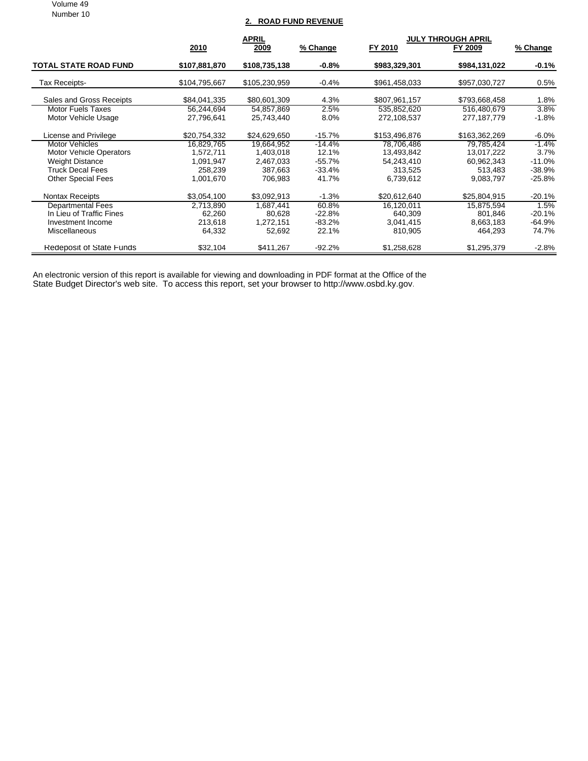## 2. ROAD FUND REVENUE

| | APRIL | | | JULY THROUGH APRIL | | |
|---|---|---|---|---|---|---|
| | 2010 | 2009 | % Change | FY 2010 | FY 2009 | % Change |
| **TOTAL STATE ROAD FUND** | **\$107,881,870** | **\$108,735,138** | **-0.8%** | **\$983,329,301** | **\$984,131,022** | **-0.1%** |
| Tax Receipts- | \$104,795,667 | \$105,230,959 | -0.4% | \$961,458,033 | \$957,030,727 | 0.5% |
| Sales and Gross Receipts | \$84,041,335 | \$80,601,309 | 4.3% | \$807,961,157 | \$793,668,458 | 1.8% |
| Motor Fuels Taxes | 56,244,694 | 54,857,869 | 2.5% | 535,852,620 | 516,480,679 | 3.8% |
| Motor Vehicle Usage | 27,796,641 | 25,743,440 | 8.0% | 272,108,537 | 277,187,779 | -1.8% |
| License and Privilege | \$20,754,332 | \$24,629,650 | -15.7% | \$153,496,876 | \$163,362,269 | -6.0% |
| Motor Vehicles | 16,829,765 | 19,664,952 | -14.4% | 78,706,486 | 79,785,424 | -1.4% |
| Motor Vehicle Operators | 1,572,711 | 1,403,018 | 12.1% | 13,493,842 | 13,017,222 | 3.7% |
| Weight Distance | 1,091,947 | 2,467,033 | -55.7% | 54,243,410 | 60,962,343 | -11.0% |
| Truck Decal Fees | 258,239 | 387,663 | -33.4% | 313,525 | 513,483 | -38.9% |
| Other Special Fees | 1,001,670 | 706,983 | 41.7% | 6,739,612 | 9,083,797 | -25.8% |
| Nontax Receipts | \$3,054,100 | \$3,092,913 | -1.3% | \$20,612,640 | \$25,804,915 | -20.1% |
| Departmental Fees | 2,713,890 | 1,687,441 | 60.8% | 16,120,011 | 15,875,594 | 1.5% |
| In Lieu of Traffic Fines | 62,260 | 80,628 | -22.8% | 640,309 | 801,846 | -20.1% |
| Investment Income | 213,618 | 1,272,151 | -83.2% | 3,041,415 | 8,663,183 | -64.9% |
| Miscellaneous | 64,332 | 52,692 | 22.1% | 810,905 | 464,293 | 74.7% |
| Redeposit of State Funds | \$32,104 | \$411,267 | -92.2% | \$1,258,628 | \$1,295,379 | -2.8% |

An electronic version of this report is available for viewing and downloading in PDF format at the Office of the State Budget Director's web site. To access this report, set your browser to http://www.osbd.ky.gov.